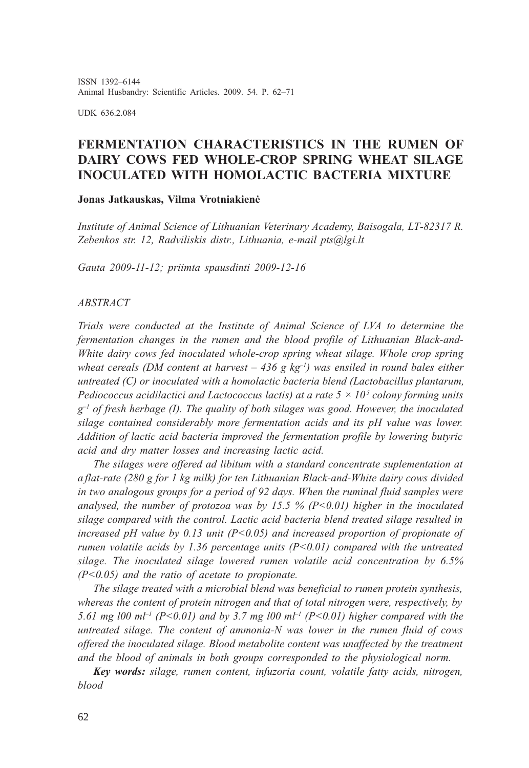ISSN 1392–6144
Animal Husbandry: Scientific Articles. 2009. 54. P. 62–71

UDK 636.2.084

# FERMENTATION CHARACTERISTICS IN THE RUMEN OF DAIRY COWS FED WHOLE-CROP SPRING WHEAT SILAGE INOCULATED WITH HOMOLACTIC BACTERIA MIXTURE

**Jonas Jatkauskas, Vilma Vrotniakienė**

*Institute of Animal Science of Lithuanian Veterinary Academy, Baisogala, LT-82317 R. Zebenkos str. 12, Radviliskis distr., Lithuania, e-mail pts@lgi.lt*

*Gauta 2009-11-12; priimta spausdinti 2009-12-16*

*ABSTRACT*

*Trials were conducted at the Institute of Animal Science of LVA to determine the fermentation changes in the rumen and the blood profile of Lithuanian Black-and-White dairy cows fed inoculated whole-crop spring wheat silage. Whole crop spring wheat cereals (DM content at harvest – 436 g kg$^{-1}$) was ensiled in round bales either untreated (C) or inoculated with a homolactic bacteria blend (Lactobacillus plantarum, Pediococcus acidilactici and Lactococcus lactis) at a rate $5 \times 10^5$ colony forming units g$^{-1}$ of fresh herbage (I). The quality of both silages was good. However, the inoculated silage contained considerably more fermentation acids and its pH value was lower. Addition of lactic acid bacteria improved the fermentation profile by lowering butyric acid and dry matter losses and increasing lactic acid.*

*The silages were offered ad libitum with a standard concentrate suplementation at a flat-rate (280 g for 1 kg milk) for ten Lithuanian Black-and-White dairy cows divided in two analogous groups for a period of 92 days. When the ruminal fluid samples were analysed, the number of protozoa was by 15.5 % ($P<0.01$) higher in the inoculated silage compared with the control. Lactic acid bacteria blend treated silage resulted in increased pH value by 0.13 unit ($P<0.05$) and increased proportion of propionate of rumen volatile acids by 1.36 percentage units ($P<0.01$) compared with the untreated silage. The inoculated silage lowered rumen volatile acid concentration by 6.5% ($P<0.05$) and the ratio of acetate to propionate.*

*The silage treated with a microbial blend was beneficial to rumen protein synthesis, whereas the content of protein nitrogen and that of total nitrogen were, respectively, by 5.61 mg l00 ml$^{-1}$ ($P<0.01$) and by 3.7 mg l00 ml$^{-1}$ ($P<0.01$) higher compared with the untreated silage. The content of ammonia-N was lower in the rumen fluid of cows offered the inoculated silage. Blood metabolite content was unaffected by the treatment and the blood of animals in both groups corresponded to the physiological norm.*

***Key words:** silage, rumen content, infuzoria count, volatile fatty acids, nitrogen, blood*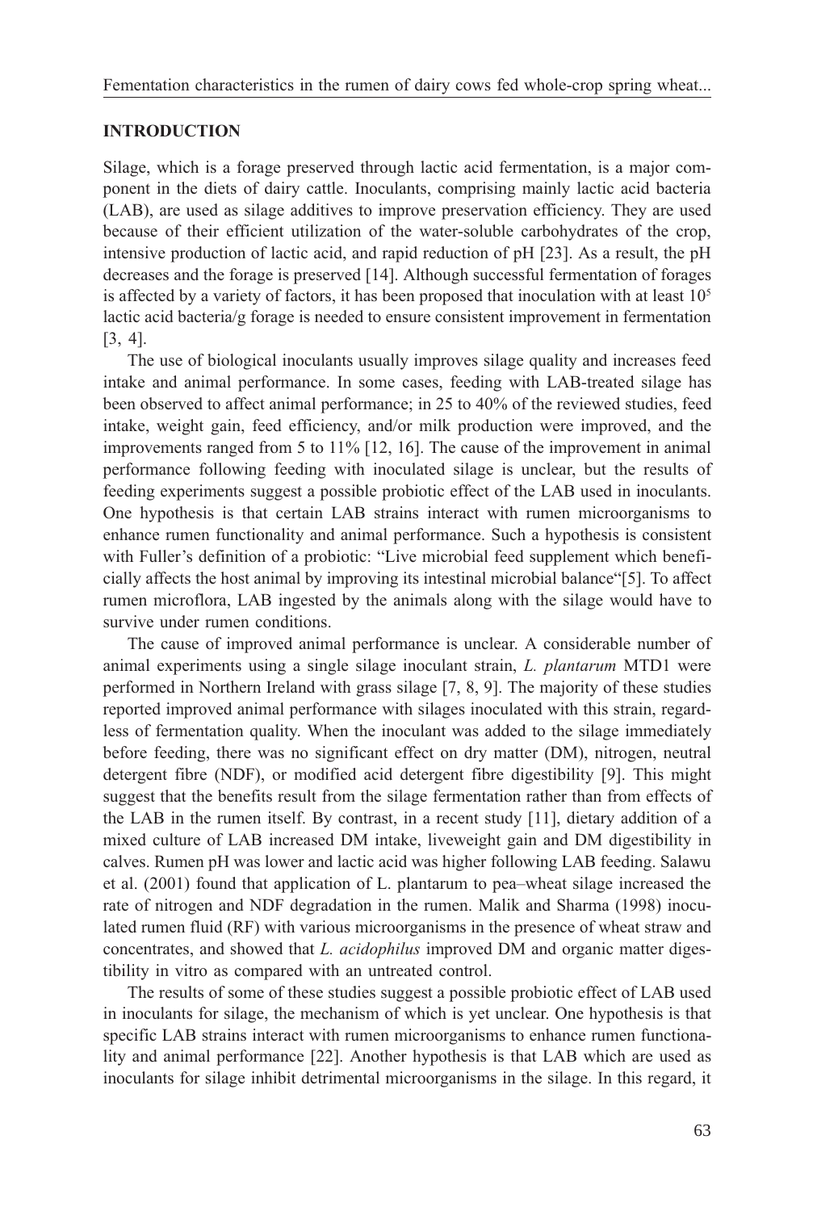## INTRODUCTION

Silage, which is a forage preserved through lactic acid fermentation, is a major component in the diets of dairy cattle. Inoculants, comprising mainly lactic acid bacteria (LAB), are used as silage additives to improve preservation efficiency. They are used because of their efficient utilization of the water-soluble carbohydrates of the crop, intensive production of lactic acid, and rapid reduction of pH [23]. As a result, the pH decreases and the forage is preserved [14]. Although successful fermentation of forages is affected by a variety of factors, it has been proposed that inoculation with at least $10^5$ lactic acid bacteria/g forage is needed to ensure consistent improvement in fermentation [3, 4].

The use of biological inoculants usually improves silage quality and increases feed intake and animal performance. In some cases, feeding with LAB-treated silage has been observed to affect animal performance; in 25 to 40% of the reviewed studies, feed intake, weight gain, feed efficiency, and/or milk production were improved, and the improvements ranged from 5 to 11% [12, 16]. The cause of the improvement in animal performance following feeding with inoculated silage is unclear, but the results of feeding experiments suggest a possible probiotic effect of the LAB used in inoculants. One hypothesis is that certain LAB strains interact with rumen microorganisms to enhance rumen functionality and animal performance. Such a hypothesis is consistent with Fuller's definition of a probiotic: "Live microbial feed supplement which beneficially affects the host animal by improving its intestinal microbial balance"[5]. To affect rumen microflora, LAB ingested by the animals along with the silage would have to survive under rumen conditions.

The cause of improved animal performance is unclear. A considerable number of animal experiments using a single silage inoculant strain, *L. plantarum* MTD1 were performed in Northern Ireland with grass silage [7, 8, 9]. The majority of these studies reported improved animal performance with silages inoculated with this strain, regardless of fermentation quality. When the inoculant was added to the silage immediately before feeding, there was no significant effect on dry matter (DM), nitrogen, neutral detergent fibre (NDF), or modified acid detergent fibre digestibility [9]. This might suggest that the benefits result from the silage fermentation rather than from effects of the LAB in the rumen itself. By contrast, in a recent study [11], dietary addition of a mixed culture of LAB increased DM intake, liveweight gain and DM digestibility in calves. Rumen pH was lower and lactic acid was higher following LAB feeding. Salawu et al. (2001) found that application of L. plantarum to pea–wheat silage increased the rate of nitrogen and NDF degradation in the rumen. Malik and Sharma (1998) inoculated rumen fluid (RF) with various microorganisms in the presence of wheat straw and concentrates, and showed that *L. acidophilus* improved DM and organic matter digestibility in vitro as compared with an untreated control.

The results of some of these studies suggest a possible probiotic effect of LAB used in inoculants for silage, the mechanism of which is yet unclear. One hypothesis is that specific LAB strains interact with rumen microorganisms to enhance rumen functionality and animal performance [22]. Another hypothesis is that LAB which are used as inoculants for silage inhibit detrimental microorganisms in the silage. In this regard, it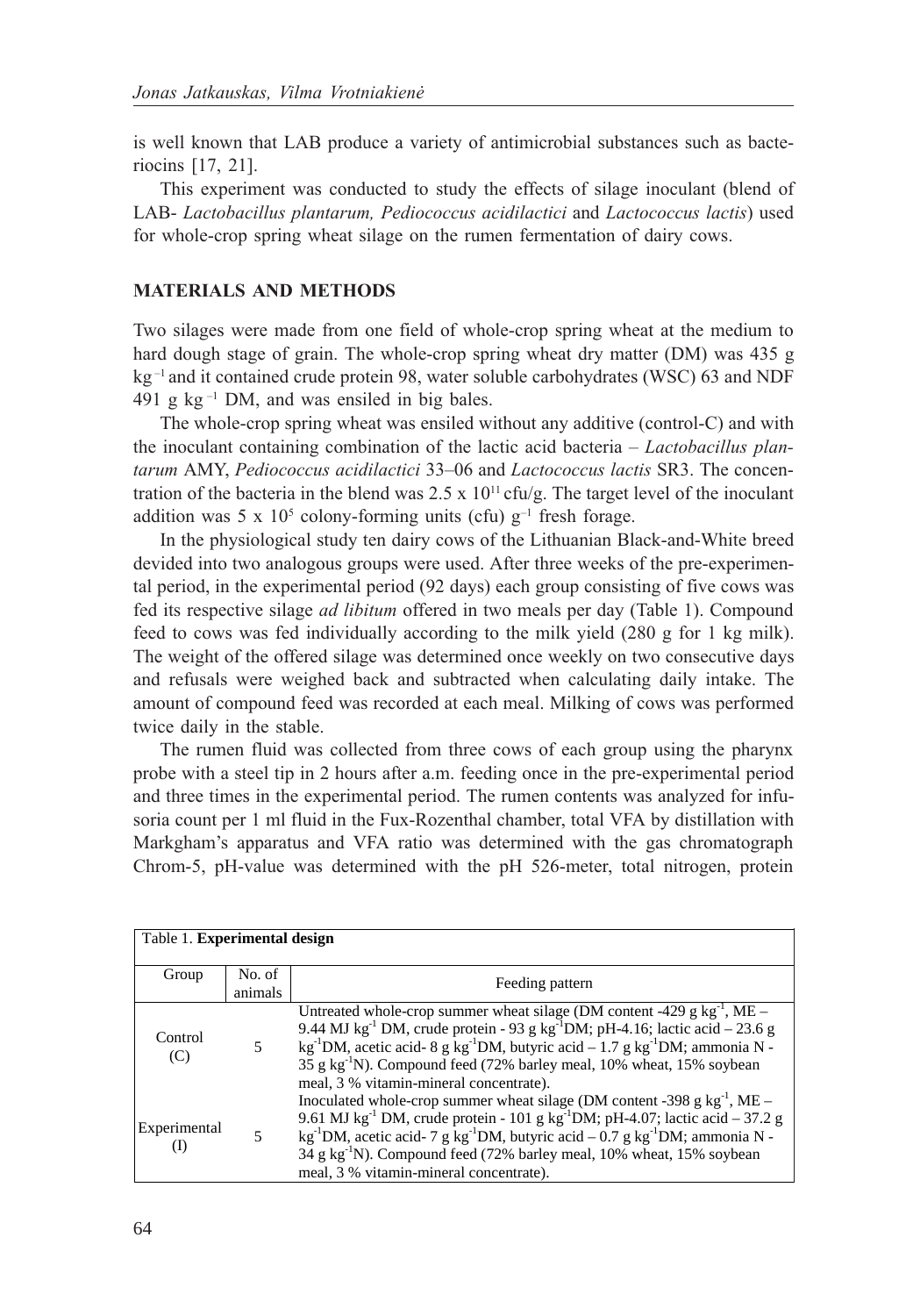is well known that LAB produce a variety of antimicrobial substances such as bacteriocins [17, 21].

This experiment was conducted to study the effects of silage inoculant (blend of LAB- *Lactobacillus plantarum, Pediococcus acidilactici* and *Lactococcus lactis*) used for whole-crop spring wheat silage on the rumen fermentation of dairy cows.

## MATERIALS AND METHODS

Two silages were made from one field of whole-crop spring wheat at the medium to hard dough stage of grain. The whole-crop spring wheat dry matter (DM) was 435 g $kg^{-1}$ and it contained crude protein 98, water soluble carbohydrates (WSC) 63 and NDF 491 g $kg^{-1}$ DM, and was ensiled in big bales.

The whole-crop spring wheat was ensiled without any additive (control-C) and with the inoculant containing combination of the lactic acid bacteria – *Lactobacillus plantarum* AMY, *Pediococcus acidilactici* 33–06 and *Lactococcus lactis* SR3. The concentration of the bacteria in the blend was $2.5 \times 10^{11}$ cfu/g. The target level of the inoculant addition was $5 \times 10^5$ colony-forming units (cfu) $g^{-1}$ fresh forage.

In the physiological study ten dairy cows of the Lithuanian Black-and-White breed devided into two analogous groups were used. After three weeks of the pre-experimental period, in the experimental period (92 days) each group consisting of five cows was fed its respective silage *ad libitum* offered in two meals per day (Table 1). Compound feed to cows was fed individually according to the milk yield (280 g for 1 kg milk). The weight of the offered silage was determined once weekly on two consecutive days and refusals were weighed back and subtracted when calculating daily intake. The amount of compound feed was recorded at each meal. Milking of cows was performed twice daily in the stable.

The rumen fluid was collected from three cows of each group using the pharynx probe with a steel tip in 2 hours after a.m. feeding once in the pre-experimental period and three times in the experimental period. The rumen contents was analyzed for infusoria count per 1 ml fluid in the Fux-Rozenthal chamber, total VFA by distillation with Markgham's apparatus and VFA ratio was determined with the gas chromatograph Chrom-5, pH-value was determined with the pH 526-meter, total nitrogen, protein

Table 1. **Experimental design**

| Group | No. of animals | Feeding pattern |
|---|---|---|
| Control (C) | 5 | Untreated whole-crop summer wheat silage (DM content -429 g $kg^{-1}$, ME – 9.44 MJ $kg^{-1}$ DM, crude protein - 93 g $kg^{-1}$DM; pH-4.16; lactic acid – 23.6 g $kg^{-1}$DM, acetic acid- 8 g $kg^{-1}$DM, butyric acid – 1.7 g $kg^{-1}$DM; ammonia N - 35 g $kg^{-1}$N). Compound feed (72% barley meal, 10% wheat, 15% soybean meal, 3 % vitamin-mineral concentrate). |
| Experimental (I) | 5 | Inoculated whole-crop summer wheat silage (DM content -398 g $kg^{-1}$, ME – 9.61 MJ $kg^{-1}$ DM, crude protein - 101 g $kg^{-1}$DM; pH-4.07; lactic acid – 37.2 g $kg^{-1}$DM, acetic acid- 7 g $kg^{-1}$DM, butyric acid – 0.7 g $kg^{-1}$DM; ammonia N - 34 g $kg^{-1}$N). Compound feed (72% barley meal, 10% wheat, 15% soybean meal, 3 % vitamin-mineral concentrate). |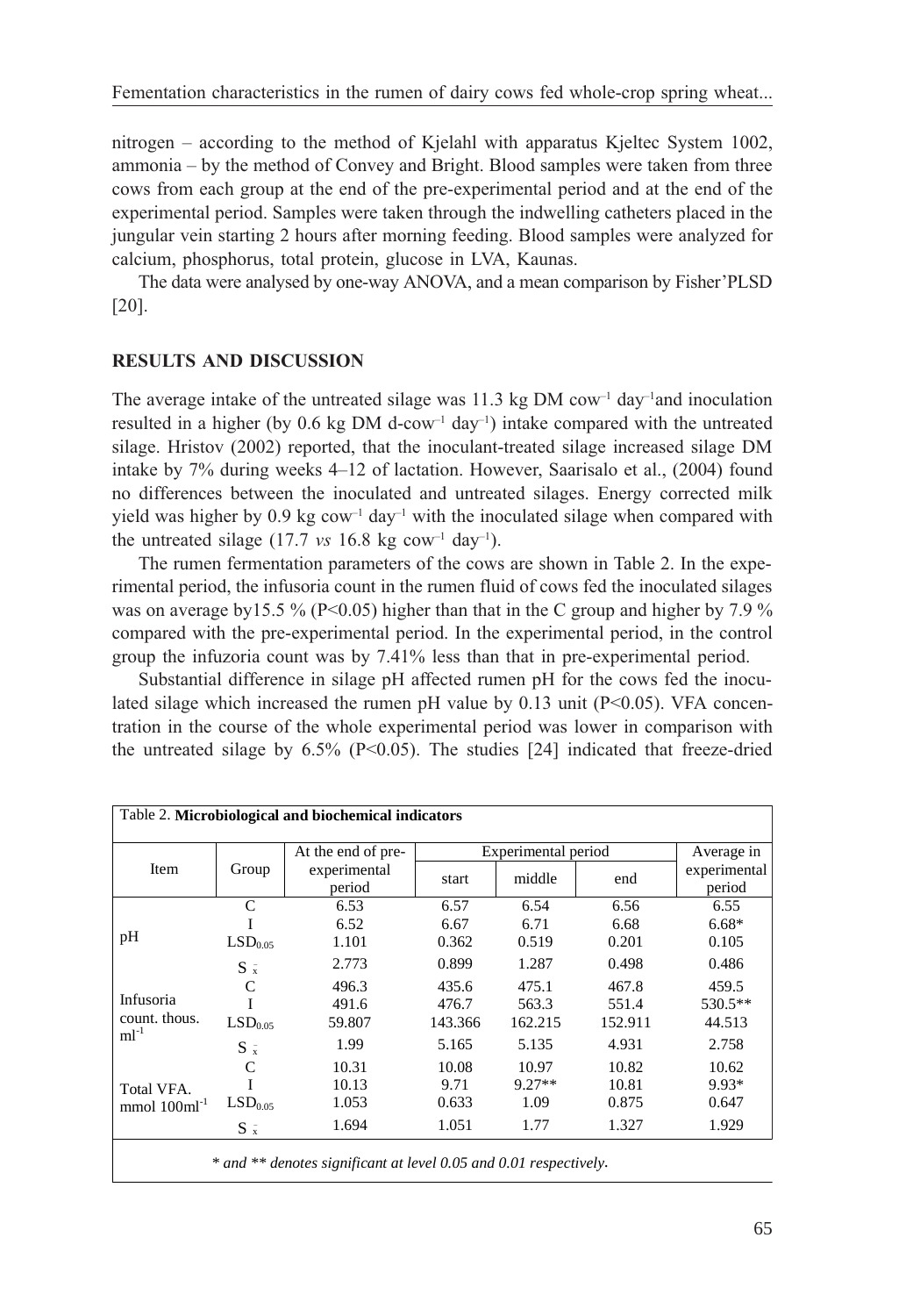nitrogen – according to the method of Kjelahl with apparatus Kjeltec System 1002, ammonia – by the method of Convey and Bright. Blood samples were taken from three cows from each group at the end of the pre-experimental period and at the end of the experimental period. Samples were taken through the indwelling catheters placed in the jungular vein starting 2 hours after morning feeding. Blood samples were analyzed for calcium, phosphorus, total protein, glucose in LVA, Kaunas.

The data were analysed by one-way ANOVA, and a mean comparison by Fisher'PLSD [20].

## RESULTS AND DISCUSSION

The average intake of the untreated silage was 11.3 kg DM cow$^{-1}$ day$^{-1}$and inoculation resulted in a higher (by 0.6 kg DM d-cow$^{-1}$ day$^{-1}$) intake compared with the untreated silage. Hristov (2002) reported, that the inoculant-treated silage increased silage DM intake by 7% during weeks 4–12 of lactation. However, Saarisalo et al., (2004) found no differences between the inoculated and untreated silages. Energy corrected milk yield was higher by 0.9 kg cow$^{-1}$ day$^{-1}$ with the inoculated silage when compared with the untreated silage (17.7 *vs* 16.8 kg cow$^{-1}$ day$^{-1}$).

The rumen fermentation parameters of the cows are shown in Table 2. In the experimental period, the infusoria count in the rumen fluid of cows fed the inoculated silages was on average by15.5 % ($P<0.05$) higher than that in the C group and higher by 7.9 % compared with the pre-experimental period. In the experimental period, in the control group the infuzoria count was by 7.41% less than that in pre-experimental period.

Substantial difference in silage pH affected rumen pH for the cows fed the inoculated silage which increased the rumen pH value by 0.13 unit ($P<0.05$). VFA concentration in the course of the whole experimental period was lower in comparison with the untreated silage by 6.5% ($P<0.05$). The studies [24] indicated that freeze-dried

Table 2. **Microbiological and biochemical indicators**

| Item | Group | At the end of pre-experimental period | Experimental period | | | Average in experimental period |
|---|---|---|---|---|---|---|
| | | | start | middle | end | |
| pH | C | 6.53 | 6.57 | 6.54 | 6.56 | 6.55 |
| | I | 6.52 | 6.67 | 6.71 | 6.68 | 6.68* |
| | $LSD_{0.05}$ | 1.101 | 0.362 | 0.519 | 0.201 | 0.105 |
| | $S_{\bar{x}}$ | 2.773 | 0.899 | 1.287 | 0.498 | 0.486 |
| Infusoria count. thous. ml$^{-1}$ | C | 496.3 | 435.6 | 475.1 | 467.8 | 459.5 |
| | I | 491.6 | 476.7 | 563.3 | 551.4 | 530.5** |
| | $LSD_{0.05}$ | 59.807 | 143.366 | 162.215 | 152.911 | 44.513 |
| | $S_{\bar{x}}$ | 1.99 | 5.165 | 5.135 | 4.931 | 2.758 |
| Total VFA. mmol 100ml$^{-1}$ | C | 10.31 | 10.08 | 10.97 | 10.82 | 10.62 |
| | I | 10.13 | 9.71 | 9.27** | 10.81 | 9.93* |
| | $LSD_{0.05}$ | 1.053 | 0.633 | 1.09 | 0.875 | 0.647 |
| | $S_{\bar{x}}$ | 1.694 | 1.051 | 1.77 | 1.327 | 1.929 |

*\* and \*\* denotes significant at level 0.05 and 0.01 respectively.*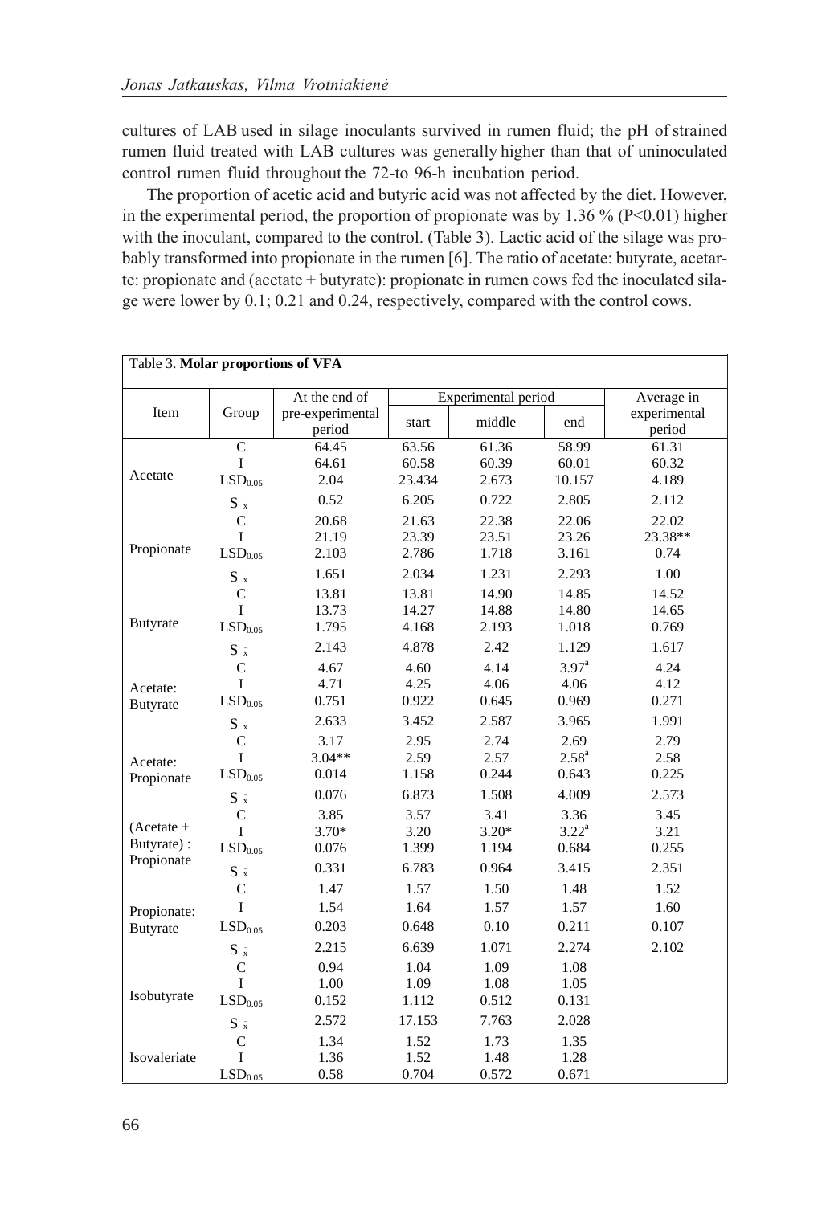cultures of LAB used in silage inoculants survived in rumen fluid; the pH of strained rumen fluid treated with LAB cultures was generally higher than that of uninoculated control rumen fluid throughout the 72-to 96-h incubation period.

The proportion of acetic acid and butyric acid was not affected by the diet. However, in the experimental period, the proportion of propionate was by 1.36 % ($P<0.01$) higher with the inoculant, compared to the control. (Table 3). Lactic acid of the silage was probably transformed into propionate in the rumen [6]. The ratio of acetate: butyrate, acetarte: propionate and (acetate + butyrate): propionate in rumen cows fed the inoculated silage were lower by 0.1; 0.21 and 0.24, respectively, compared with the control cows.

Table 3. **Molar proportions of VFA**

| Item | Group | At the end of pre-experimental period | Experimental period | | | Average in experimental period |
|---|---|---|---|---|---|---|
| | | | start | middle | end | |
| Acetate | C | 64.45 | 63.56 | 61.36 | 58.99 | 61.31 |
| | I | 64.61 | 60.58 | 60.39 | 60.01 | 60.32 |
| | $LSD_{0.05}$ | 2.04 | 23.434 | 2.673 | 10.157 | 4.189 |
| | $S_{\bar{x}}$ | 0.52 | 6.205 | 0.722 | 2.805 | 2.112 |
| Propionate | C | 20.68 | 21.63 | 22.38 | 22.06 | 22.02 |
| | I | 21.19 | 23.39 | 23.51 | 23.26 | 23.38** |
| | $LSD_{0.05}$ | 2.103 | 2.786 | 1.718 | 3.161 | 0.74 |
| | $S_{\bar{x}}$ | 1.651 | 2.034 | 1.231 | 2.293 | 1.00 |
| Butyrate | C | 13.81 | 13.81 | 14.90 | 14.85 | 14.52 |
| | I | 13.73 | 14.27 | 14.88 | 14.80 | 14.65 |
| | $LSD_{0.05}$ | 1.795 | 4.168 | 2.193 | 1.018 | 0.769 |
| | $S_{\bar{x}}$ | 2.143 | 4.878 | 2.42 | 1.129 | 1.617 |
| Acetate: Butyrate | C | 4.67 | 4.60 | 4.14 | $3.97^{a}$ | 4.24 |
| | I | 4.71 | 4.25 | 4.06 | 4.06 | 4.12 |
| | $LSD_{0.05}$ | 0.751 | 0.922 | 0.645 | 0.969 | 0.271 |
| | $S_{\bar{x}}$ | 2.633 | 3.452 | 2.587 | 3.965 | 1.991 |
| Acetate: Propionate | C | 3.17 | 2.95 | 2.74 | 2.69 | 2.79 |
| | I | 3.04** | 2.59 | 2.57 | $2.58^{a}$ | 2.58 |
| | $LSD_{0.05}$ | 0.014 | 1.158 | 0.244 | 0.643 | 0.225 |
| | $S_{\bar{x}}$ | 0.076 | 6.873 | 1.508 | 4.009 | 2.573 |
| (Acetate + Butyrate) : Propionate | C | 3.85 | 3.57 | 3.41 | 3.36 | 3.45 |
| | I | 3.70* | 3.20 | 3.20* | $3.22^{a}$ | 3.21 |
| | $LSD_{0.05}$ | 0.076 | 1.399 | 1.194 | 0.684 | 0.255 |
| | $S_{\bar{x}}$ | 0.331 | 6.783 | 0.964 | 3.415 | 2.351 |
| Propionate: Butyrate | C | 1.47 | 1.57 | 1.50 | 1.48 | 1.52 |
| | I | 1.54 | 1.64 | 1.57 | 1.57 | 1.60 |
| | $LSD_{0.05}$ | 0.203 | 0.648 | 0.10 | 0.211 | 0.107 |
| | $S_{\bar{x}}$ | 2.215 | 6.639 | 1.071 | 2.274 | 2.102 |
| Isobutyrate | C | 0.94 | 1.04 | 1.09 | 1.08 | |
| | I | 1.00 | 1.09 | 1.08 | 1.05 | |
| | $LSD_{0.05}$ | 0.152 | 1.112 | 0.512 | 0.131 | |
| | $S_{\bar{x}}$ | 2.572 | 17.153 | 7.763 | 2.028 | |
| Isovaleriate | C | 1.34 | 1.52 | 1.73 | 1.35 | |
| | I | 1.36 | 1.52 | 1.48 | 1.28 | |
| | $LSD_{0.05}$ | 0.58 | 0.704 | 0.572 | 0.671 | |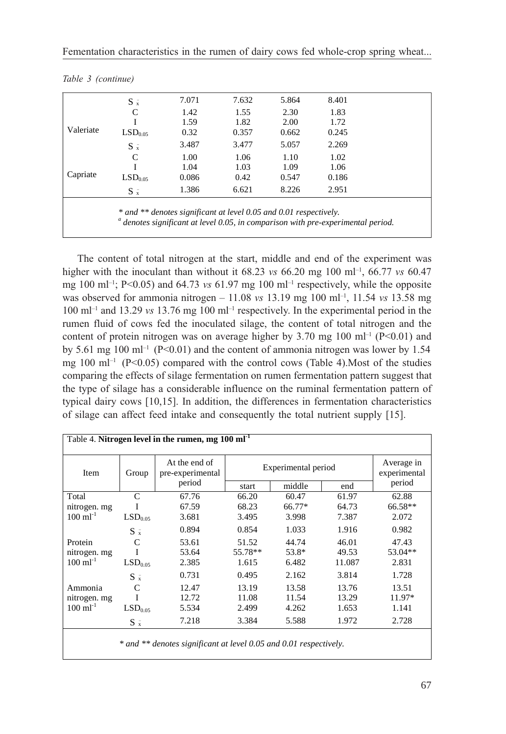*Table 3 (continue)*

| | | | | | |
|---|---|---|---|---|---|
| | $S_{\bar{x}}$ | 7.071 | 7.632 | 5.864 | 8.401 |
| Valeriate | C | 1.42 | 1.55 | 2.30 | 1.83 |
| | I | 1.59 | 1.82 | 2.00 | 1.72 |
| | $LSD_{0.05}$ | 0.32 | 0.357 | 0.662 | 0.245 |
| | $S_{\bar{x}}$ | 3.487 | 3.477 | 5.057 | 2.269 |
| Capriate | C | 1.00 | 1.06 | 1.10 | 1.02 |
| | I | 1.04 | 1.03 | 1.09 | 1.06 |
| | $LSD_{0.05}$ | 0.086 | 0.42 | 0.547 | 0.186 |
| | $S_{\bar{x}}$ | 1.386 | 6.621 | 8.226 | 2.951 |

*\* and \*\* denotes significant at level 0.05 and 0.01 respectively.*
*[a] denotes significant at level 0.05, in comparison with pre-experimental period.*

The content of total nitrogen at the start, middle and end of the experiment was higher with the inoculant than without it 68.23 *vs* 66.20 mg 100 ml$^{-1}$, 66.77 *vs* 60.47 mg 100 ml$^{-1}$; $P<0.05$) and 64.73 *vs* 61.97 mg 100 ml$^{-1}$ respectively, while the opposite was observed for ammonia nitrogen – 11.08 *vs* 13.19 mg 100 ml$^{-1}$, 11.54 *vs* 13.58 mg 100 ml$^{-1}$ and 13.29 *vs* 13.76 mg 100 ml$^{-1}$ respectively. In the experimental period in the rumen fluid of cows fed the inoculated silage, the content of total nitrogen and the content of protein nitrogen was on average higher by 3.70 mg 100 ml$^{-1}$ ($P<0.01$) and by 5.61 mg 100 ml$^{-1}$ ($P<0.01$) and the content of ammonia nitrogen was lower by 1.54 mg 100 ml$^{-1}$ ($P<0.05$) compared with the control cows (Table 4).Most of the studies comparing the effects of silage fermentation on rumen fermentation pattern suggest that the type of silage has a considerable influence on the ruminal fermentation pattern of typical dairy cows [10,15]. In addition, the differences in fermentation characteristics of silage can affect feed intake and consequently the total nutrient supply [15].

Table 4. **Nitrogen level in the rumen, mg 100 ml$^{-1}$**

| Item | Group | At the end of pre-experimental period | Experimental period | | | Average in experimental period |
|---|---|---|---|---|---|---|
| | | | start | middle | end | |
| Total nitrogen. mg 100 ml$^{-1}$ | C | 67.76 | 66.20 | 60.47 | 61.97 | 62.88 |
| | I | 67.59 | 68.23 | 66.77* | 64.73 | 66.58** |
| | $LSD_{0.05}$ | 3.681 | 3.495 | 3.998 | 7.387 | 2.072 |
| | $S_{\bar{x}}$ | 0.894 | 0.854 | 1.033 | 1.916 | 0.982 |
| Protein nitrogen. mg 100 ml$^{-1}$ | C | 53.61 | 51.52 | 44.74 | 46.01 | 47.43 |
| | I | 53.64 | 55.78** | 53.8* | 49.53 | 53.04** |
| | $LSD_{0.05}$ | 2.385 | 1.615 | 6.482 | 11.087 | 2.831 |
| | $S_{\bar{x}}$ | 0.731 | 0.495 | 2.162 | 3.814 | 1.728 |
| Ammonia nitrogen. mg 100 ml$^{-1}$ | C | 12.47 | 13.19 | 13.58 | 13.76 | 13.51 |
| | I | 12.72 | 11.08 | 11.54 | 13.29 | 11.97* |
| | $LSD_{0.05}$ | 5.534 | 2.499 | 4.262 | 1.653 | 1.141 |
| | $S_{\bar{x}}$ | 7.218 | 3.384 | 5.588 | 1.972 | 2.728 |

*\* and \*\* denotes significant at level 0.05 and 0.01 respectively.*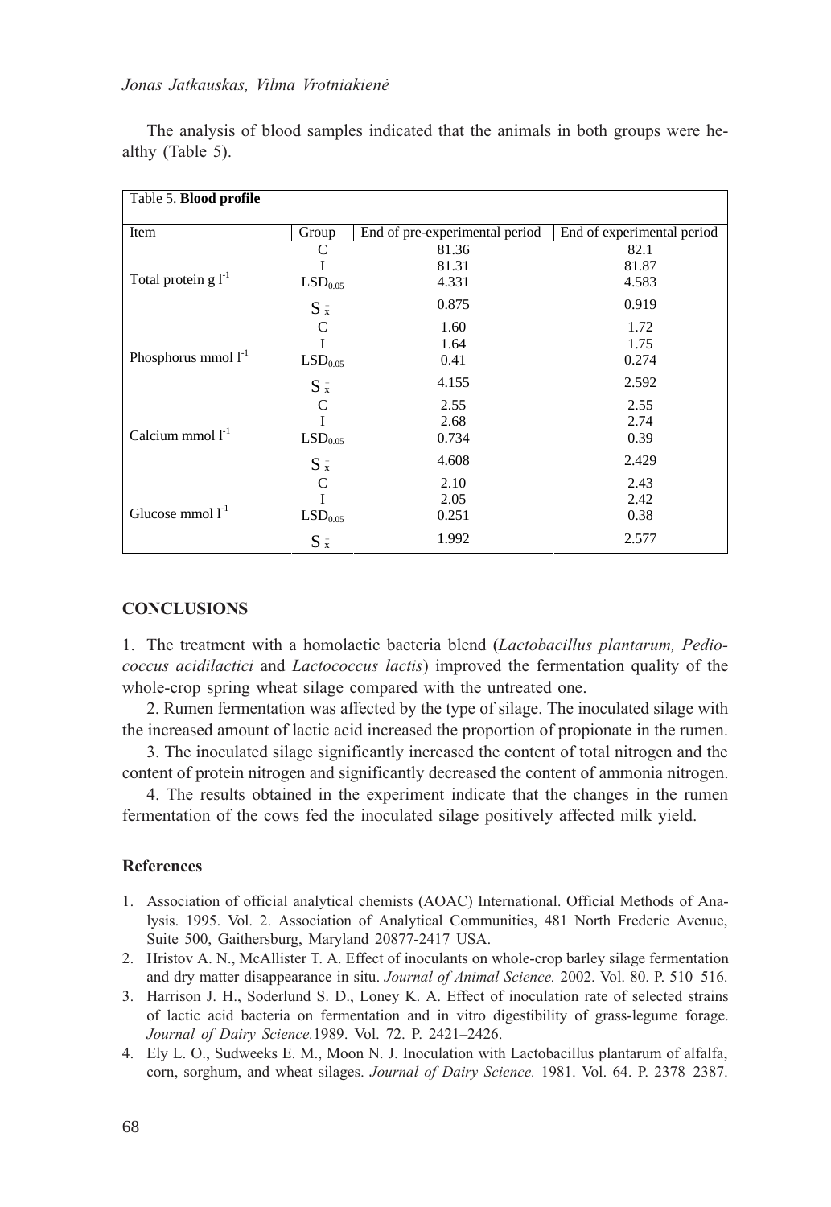The analysis of blood samples indicated that the animals in both groups were healthy (Table 5).

Table 5. **Blood profile**

| Item | Group | End of pre-experimental period | End of experimental period |
|---|---|---|---|
| Total protein g $l^{-1}$ | C | 81.36 | 82.1 |
| | I | 81.31 | 81.87 |
| | $LSD_{0.05}$ | 4.331 | 4.583 |
| | $S_{\bar{x}}$ | 0.875 | 0.919 |
| Phosphorus mmol $l^{-1}$ | C | 1.60 | 1.72 |
| | I | 1.64 | 1.75 |
| | $LSD_{0.05}$ | 0.41 | 0.274 |
| | $S_{\bar{x}}$ | 4.155 | 2.592 |
| Calcium mmol $l^{-1}$ | C | 2.55 | 2.55 |
| | I | 2.68 | 2.74 |
| | $LSD_{0.05}$ | 0.734 | 0.39 |
| | $S_{\bar{x}}$ | 4.608 | 2.429 |
| Glucose mmol $l^{-1}$ | C | 2.10 | 2.43 |
| | I | 2.05 | 2.42 |
| | $LSD_{0.05}$ | 0.251 | 0.38 |
| | $S_{\bar{x}}$ | 1.992 | 2.577 |

## CONCLUSIONS

1. The treatment with a homolactic bacteria blend (*Lactobacillus plantarum, Pediococcus acidilactici* and *Lactococcus lactis*) improved the fermentation quality of the whole-crop spring wheat silage compared with the untreated one.

2. Rumen fermentation was affected by the type of silage. The inoculated silage with the increased amount of lactic acid increased the proportion of propionate in the rumen.

3. The inoculated silage significantly increased the content of total nitrogen and the content of protein nitrogen and significantly decreased the content of ammonia nitrogen.

4. The results obtained in the experiment indicate that the changes in the rumen fermentation of the cows fed the inoculated silage positively affected milk yield.

### References

1. Association of official analytical chemists (AOAC) International. Official Methods of Analysis. 1995. Vol. 2. Association of Analytical Communities, 481 North Frederic Avenue, Suite 500, Gaithersburg, Maryland 20877-2417 USA.
2. Hristov A. N., McAllister T. A. Effect of inoculants on whole-crop barley silage fermentation and dry matter disappearance in situ. *Journal of Animal Science.* 2002. Vol. 80. P. 510–516.
3. Harrison J. H., Soderlund S. D., Loney K. A. Effect of inoculation rate of selected strains of lactic acid bacteria on fermentation and in vitro digestibility of grass-legume forage. *Journal of Dairy Science.*1989. Vol. 72. P. 2421–2426.
4. Ely L. O., Sudweeks E. M., Moon N. J. Inoculation with Lactobacillus plantarum of alfalfa, corn, sorghum, and wheat silages. *Journal of Dairy Science.* 1981. Vol. 64. P. 2378–2387.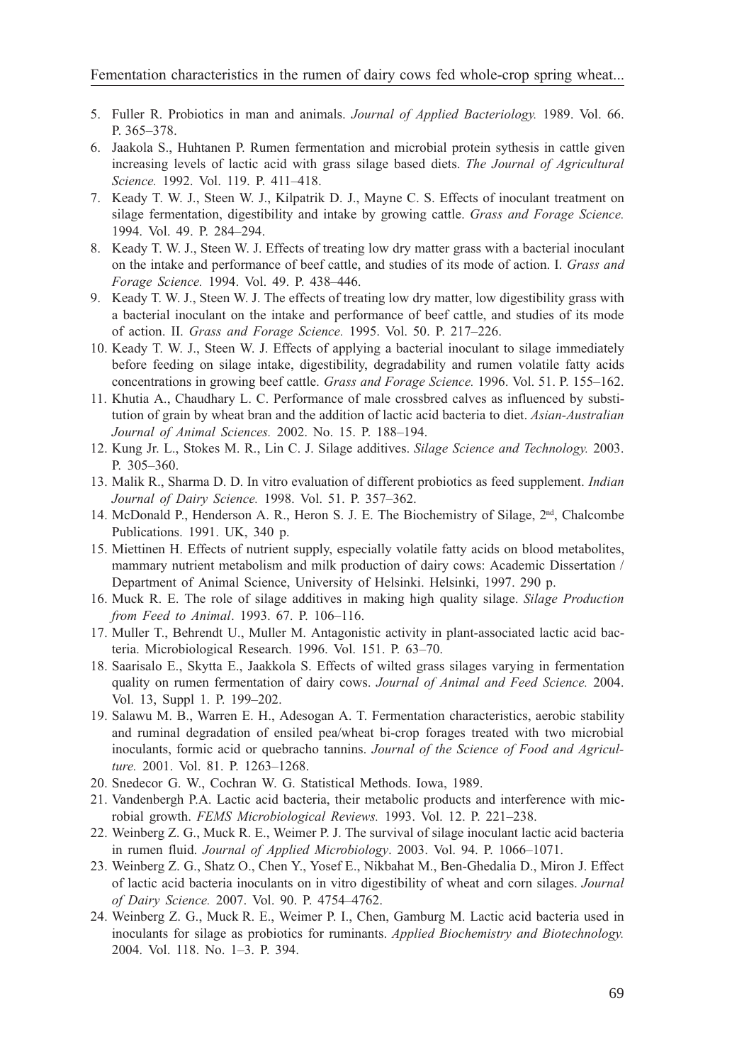5. Fuller R. Probiotics in man and animals. *Journal of Applied Bacteriology.* 1989. Vol. 66. P. 365–378.
6. Jaakola S., Huhtanen P. Rumen fermentation and microbial protein sythesis in cattle given increasing levels of lactic acid with grass silage based diets. *The Journal of Agricultural Science.* 1992. Vol. 119. P. 411–418.
7. Keady T. W. J., Steen W. J., Kilpatrik D. J., Mayne C. S. Effects of inoculant treatment on silage fermentation, digestibility and intake by growing cattle. *Grass and Forage Science.* 1994. Vol. 49. P. 284–294.
8. Keady T. W. J., Steen W. J. Effects of treating low dry matter grass with a bacterial inoculant on the intake and performance of beef cattle, and studies of its mode of action. I. *Grass and Forage Science.* 1994. Vol. 49. P. 438–446.
9. Keady T. W. J., Steen W. J. The effects of treating low dry matter, low digestibility grass with a bacterial inoculant on the intake and performance of beef cattle, and studies of its mode of action. II. *Grass and Forage Science.* 1995. Vol. 50. P. 217–226.
10. Keady T. W. J., Steen W. J. Effects of applying a bacterial inoculant to silage immediately before feeding on silage intake, digestibility, degradability and rumen volatile fatty acids concentrations in growing beef cattle. *Grass and Forage Science.* 1996. Vol. 51. P. 155–162.
11. Khutia A., Chaudhary L. C. Performance of male crossbred calves as influenced by substitution of grain by wheat bran and the addition of lactic acid bacteria to diet. *Asian-Australian Journal of Animal Sciences.* 2002. No. 15. P. 188–194.
12. Kung Jr. L., Stokes M. R., Lin C. J. Silage additives. *Silage Science and Technology.* 2003. P. 305–360.
13. Malik R., Sharma D. D. In vitro evaluation of different probiotics as feed supplement. *Indian Journal of Dairy Science.* 1998. Vol. 51. P. 357–362.
14. McDonald P., Henderson A. R., Heron S. J. E. The Biochemistry of Silage, 2nd, Chalcombe Publications. 1991. UK, 340 p.
15. Miettinen H. Effects of nutrient supply, especially volatile fatty acids on blood metabolites, mammary nutrient metabolism and milk production of dairy cows: Academic Dissertation / Department of Animal Science, University of Helsinki. Helsinki, 1997. 290 p.
16. Muck R. E. The role of silage additives in making high quality silage. *Silage Production from Feed to Animal*. 1993. 67. P. 106–116.
17. Muller T., Behrendt U., Muller M. Antagonistic activity in plant-associated lactic acid bacteria. Microbiological Research. 1996. Vol. 151. P. 63–70.
18. Saarisalo E., Skytta E., Jaakkola S. Effects of wilted grass silages varying in fermentation quality on rumen fermentation of dairy cows. *Journal of Animal and Feed Science.* 2004. Vol. 13, Suppl 1. P. 199–202.
19. Salawu M. B., Warren E. H., Adesogan A. T. Fermentation characteristics, aerobic stability and ruminal degradation of ensiled pea/wheat bi-crop forages treated with two microbial inoculants, formic acid or quebracho tannins. *Journal of the Science of Food and Agriculture.* 2001. Vol. 81. P. 1263–1268.
20. Snedecor G. W., Cochran W. G. Statistical Methods. Iowa, 1989.
21. Vandenbergh P.A. Lactic acid bacteria, their metabolic products and interference with microbial growth. *FEMS Microbiological Reviews.* 1993. Vol. 12. P. 221–238.
22. Weinberg Z. G., Muck R. E., Weimer P. J. The survival of silage inoculant lactic acid bacteria in rumen fluid. *Journal of Applied Microbiology*. 2003. Vol. 94. P. 1066–1071.
23. Weinberg Z. G., Shatz O., Chen Y., Yosef E., Nikbahat M., Ben-Ghedalia D., Miron J. Effect of lactic acid bacteria inoculants on in vitro digestibility of wheat and corn silages. *Journal of Dairy Science.* 2007. Vol. 90. P. 4754–4762.
24. Weinberg Z. G., Muck R. E., Weimer P. I., Chen, Gamburg M. Lactic acid bacteria used in inoculants for silage as probiotics for ruminants. *Applied Biochemistry and Biotechnology.* 2004. Vol. 118. No. 1–3. P. 394.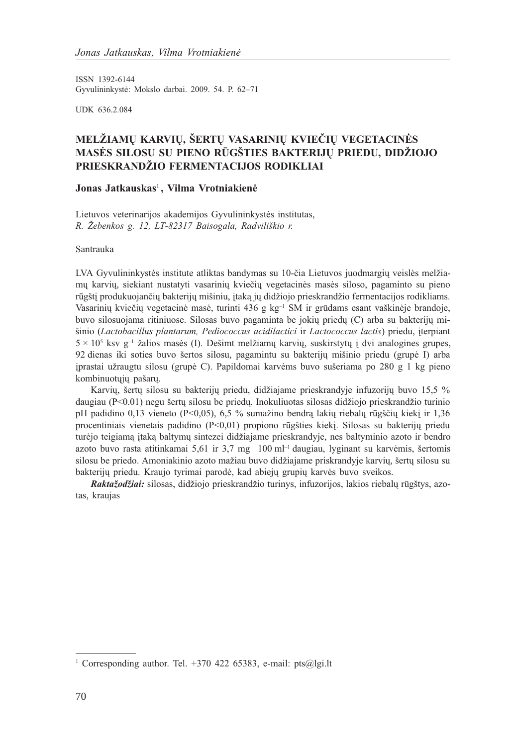ISSN 1392-6144
Gyvulininkystė: Mokslo darbai. 2009. 54. P. 62–71

UDK 636.2.084

# MELŽIAMŲ KARVIŲ, ŠERTŲ VASARINIŲ KVIEČIŲ VEGETACINĖS MASĖS SILOSU SU PIENO RŪGŠTIES BAKTERIJŲ PRIEDU, DIDŽIOJO PRIESKRANDŽIO FERMENTACIJOS RODIKLIAI

**Jonas Jatkauskas**[1] **, Vilma Vrotniakienė**

Lietuvos veterinarijos akademijos Gyvulininkystės institutas,
*R. Žebenkos g. 12, LT-82317 Baisogala, Radviliškio r.*

Santrauka

LVA Gyvulininkystės institute atliktas bandymas su 10-čia Lietuvos juodmargių veislės melžiamų karvių, siekiant nustatyti vasarinių kviečių vegetacinės masės siloso, pagaminto su pieno rūgštį produkuojančių bakterijų mišiniu, įtaką jų didžiojo prieskrandžio fermentacijos rodikliams. Vasarinių kviečių vegetacinė masė, turinti 436 g $kg^{-1}$ SM ir grūdams esant vaškinėje brandoje, buvo silosuojama ritiniuose. Silosas buvo pagaminta be jokių priedų (C) arba su bakterijų mišinio (*Lactobacillus plantarum, Pediococcus acidilactici* ir *Lactococcus lactis*) priedu, įterpiant $5 \times 10^5$ ksv $g^{-1}$ žalios masės (I). Dešimt melžiamų karvių, suskirstytų į dvi analogines grupes, 92 dienas iki soties buvo šertos silosu, pagamintu su bakterijų mišinio priedu (grupė I) arba įprastai užraugtu silosu (grupė C). Papildomai karvėms buvo sušeriama po 280 g 1 kg pieno kombinuotųjų pašarų.

Karvių, šertų silosu su bakterijų priedu, didžiajame prieskrandyje infuzorijų buvo 15,5 % daugiau ($P<0.01$) negu šertų silosu be priedų. Inokuliuotas silosas didžiojo prieskrandžio turinio pH padidino 0,13 vieneto ($P<0,05$), 6,5 % sumažino bendrą lakių riebalų rūgščių kiekį ir 1,36 procentiniais vienetais padidino ($P<0,01$) propiono rūgšties kiekį. Silosas su bakterijų priedu turėjo teigiamą įtaką baltymų sintezei didžiajame prieskrandyje, nes baltyminio azoto ir bendro azoto buvo rasta atitinkamai 5,61 ir 3,7 mg 100 $ml^{-1}$ daugiau, lyginant su karvėmis, šertomis silosu be priedo. Amoniakinio azoto mažiau buvo didžiajame priskrandyje karvių, šertų silosu su bakterijų priedu. Kraujo tyrimai parodė, kad abiejų grupių karvės buvo sveikos.

***Raktažodžiai:*** silosas, didžiojo prieskrandžio turinys, infuzorijos, lakios riebalų rūgštys, azotas, kraujas

---

[1] Corresponding author. Tel. +370 422 65383, e-mail: pts@lgi.lt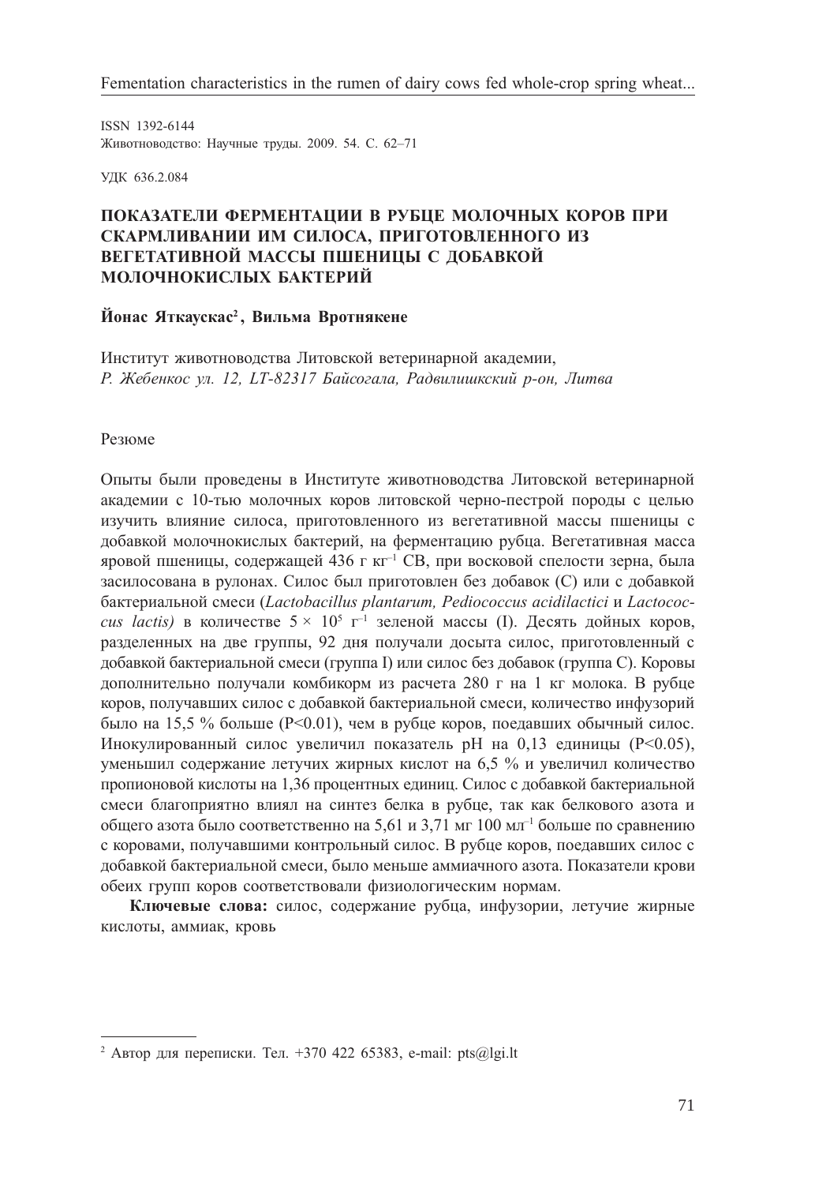ISSN 1392-6144
Животноводство: Научные труды. 2009. 54. С. 62–71

УДК 636.2.084

# ПОКАЗАТЕЛИ ФЕРМЕНТАЦИИ В РУБЦЕ МОЛОЧНЫХ КОРОВ ПРИ СКАРМЛИВАНИИ ИМ СИЛОСА, ПРИГОТОВЛЕННОГО ИЗ ВЕГЕТАТИВНОЙ МАССЫ ПШЕНИЦЫ С ДОБАВКОЙ МОЛОЧНОКИСЛЫХ БАКТЕРИЙ

**Йонас Яткаускас[2], Вильма Вротнякене**

Институт животноводства Литовской ветеринарной академии,
*Р. Жебенкос ул. 12, LT-82317 Байсогала, Радвилишкский р-он, Литва*

Резюме

Опыты были проведены в Институте животноводства Литовской ветеринарной академии с 10-тью молочных коров литовской черно-пестрой породы с целью изучить влияние силоса, приготовленного из вегетативной массы пшеницы с добавкой молочнокислых бактерий, на ферментацию рубца. Вегетативная масса яровой пшеницы, содержащей 436 г $кг^{-1}$ СВ, при восковой спелости зерна, была засилосована в рулонах. Силос был приготовлен без добавок (С) или с добавкой бактериальной смеси (*Lactobacillus plantarum, Pediococcus acidilactici* и *Lactococcus lactis)* в количестве $5 \times 10^5$ $г^{-1}$ зеленой массы (I). Десять дойных коров, разделенных на две группы, 92 дня получали досыта силос, приготовленный с добавкой бактериальной смеси (группа I) или силос без добавок (группа С). Коровы дополнительно получали комбикорм из расчета 280 г на 1 кг молока. В рубце коров, получавших силос с добавкой бактериальной смеси, количество инфузорий было на 15,5 % больше ($P<0.01$), чем в рубце коров, поедавших обычный силос. Инокулированный силос увеличил показатель pH на 0,13 единицы ($P<0.05$), уменьшил содержание летучих жирных кислот на 6,5 % и увеличил количество пропионовой кислоты на 1,36 процентных единиц. Силос с добавкой бактериальной смеси благоприятно влиял на синтез белка в рубце, так как белкового азота и общего азота было соответственно на 5,61 и 3,71 мг 100 $мл^{-1}$ больше по сравнению с коровами, получавшими контрольный силос. В рубце коров, поедавших силос с добавкой бактериальной смеси, было меньше аммиачного азота. Показатели крови обеих групп коров соответствовали физиологическим нормам.

**Ключевые слова:** силос, содержание рубца, инфузории, летучие жирные кислоты, аммиак, кровь

[2] Автор для переписки. Тел. +370 422 65383, e-mail: pts@lgi.lt